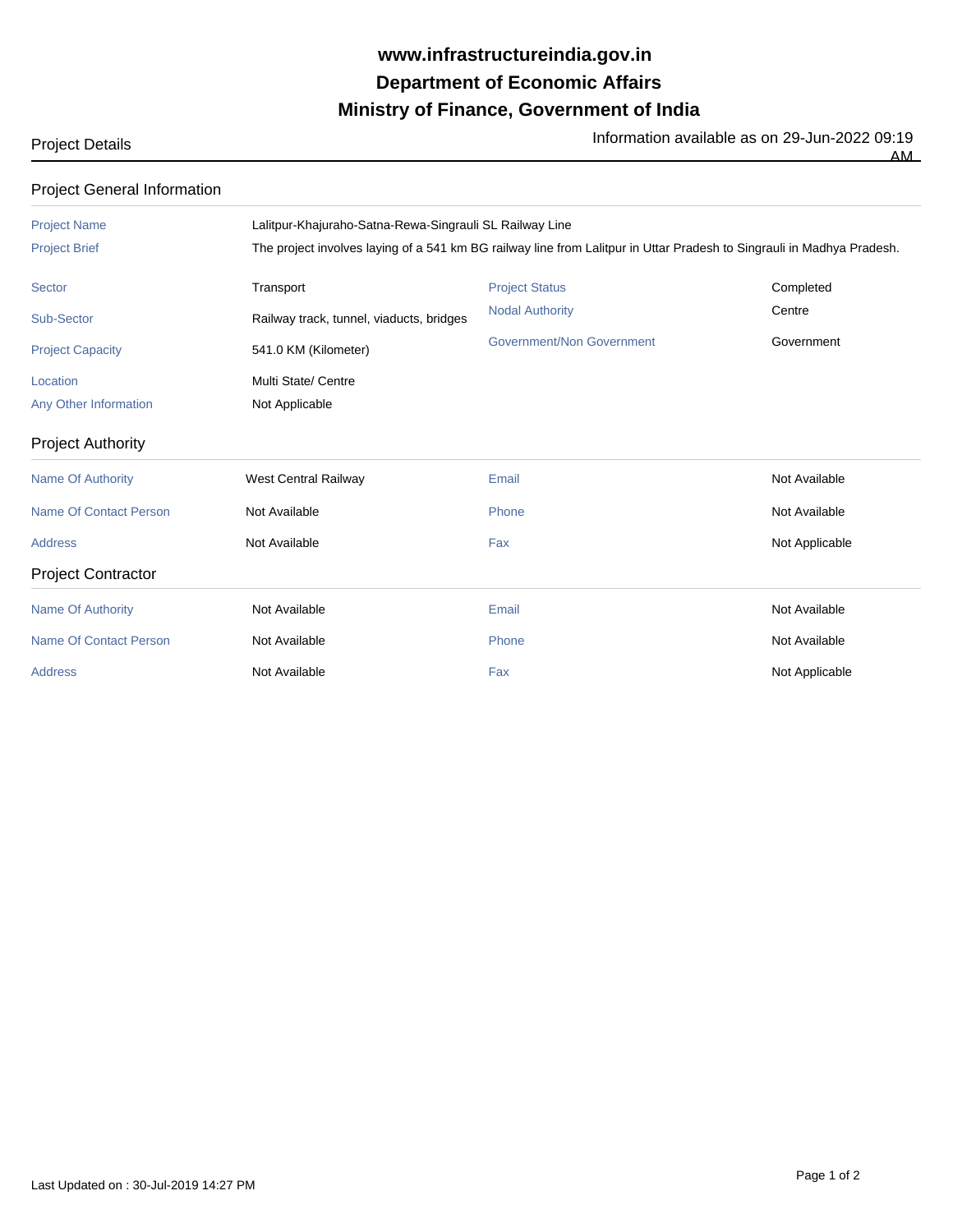**www.infrastructureindia.gov.in**

**Department of Economic Affairs**

**Ministry of Finance, Government of India**

Project Details

Information available as on 29-Jun-2022 09:19 AM

## Project General Information

| | | | |
|---|---|---|---|
| Project Name | Lalitpur-Khajuraho-Satna-Rewa-Singrauli SL Railway Line | | |
| Project Brief | The project involves laying of a 541 km BG railway line from Lalitpur in Uttar Pradesh to Singrauli in Madhya Pradesh. | | |
| Sector | Transport | Project Status | Completed |
| Sub-Sector | Railway track, tunnel, viaducts, bridges | Nodal Authority | Centre |
| Project Capacity | 541.0 KM (Kilometer) | Government/Non Government | Government |
| Location | Multi State/ Centre | | |
| Any Other Information | Not Applicable | | |

## Project Authority

| | | | |
|---|---|---|---|
| Name Of Authority | West Central Railway | Email | Not Available |
| Name Of Contact Person | Not Available | Phone | Not Available |
| Address | Not Available | Fax | Not Applicable |

## Project Contractor

| | | | |
|---|---|---|---|
| Name Of Authority | Not Available | Email | Not Available |
| Name Of Contact Person | Not Available | Phone | Not Available |
| Address | Not Available | Fax | Not Applicable |

Last Updated on : 30-Jul-2019 14:27 PM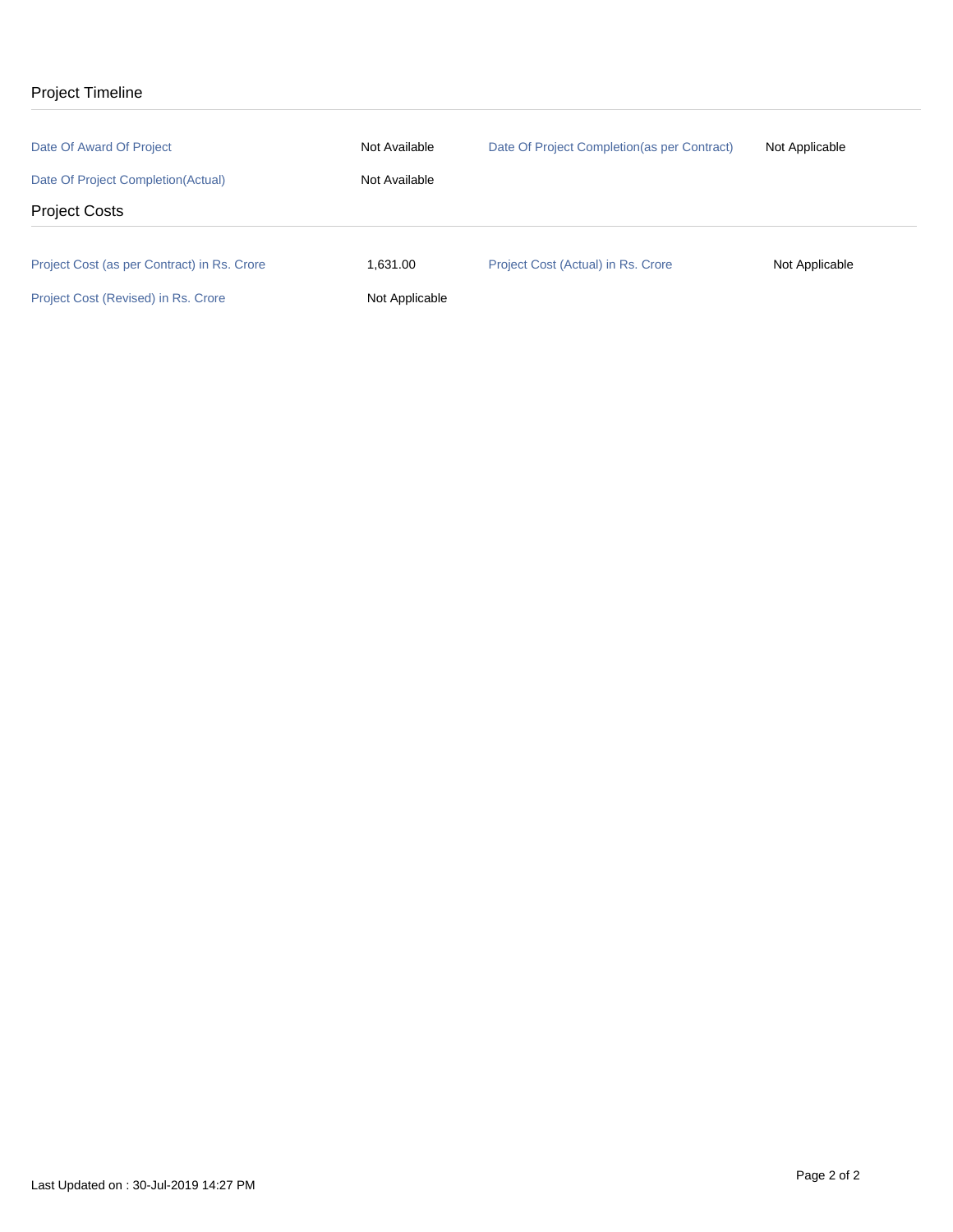## Project Timeline

| | | | |
|---|---|---|---|
| Date Of Award Of Project | Not Available | Date Of Project Completion(as per Contract) | Not Applicable |
| Date Of Project Completion(Actual) | Not Available | | |

## Project Costs

| | | | |
|---|---|---|---|
| Project Cost (as per Contract) in Rs. Crore | 1,631.00 | Project Cost (Actual) in Rs. Crore | Not Applicable |
| Project Cost (Revised) in Rs. Crore | Not Applicable | | |

Last Updated on : 30-Jul-2019 14:27 PM